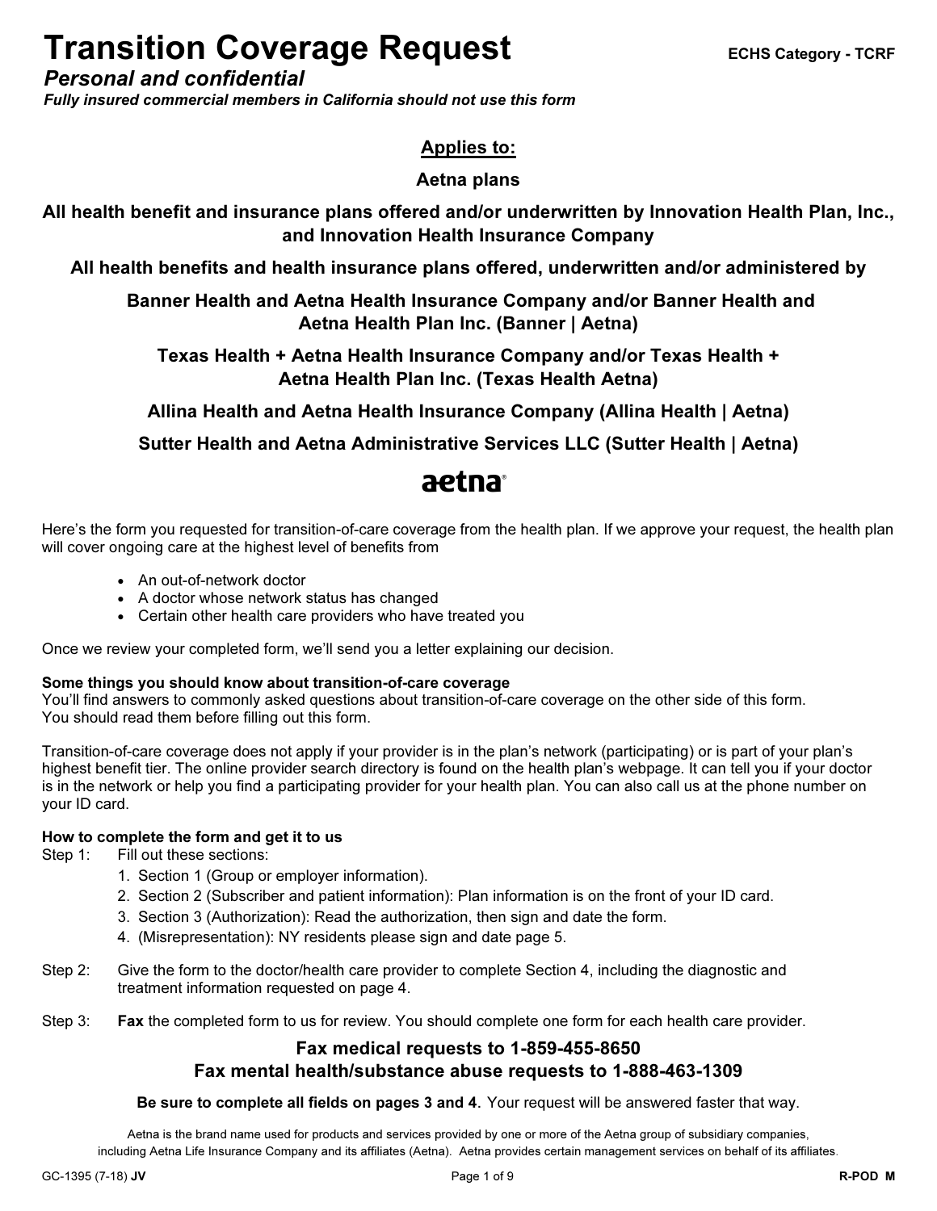# Transition Coverage Request

ECHS Category - TCRF

***Personal and confidential***

***Fully insured commercial members in California should not use this form***

**Applies to:**

**Aetna plans**

**All health benefit and insurance plans offered and/or underwritten by Innovation Health Plan, Inc., and Innovation Health Insurance Company**

**All health benefits and health insurance plans offered, underwritten and/or administered by**

**Banner Health and Aetna Health Insurance Company and/or Banner Health and Aetna Health Plan Inc. (Banner | Aetna)**

**Texas Health + Aetna Health Insurance Company and/or Texas Health + Aetna Health Plan Inc. (Texas Health Aetna)**

**Allina Health and Aetna Health Insurance Company (Allina Health | Aetna)**

**Sutter Health and Aetna Administrative Services LLC (Sutter Health | Aetna)**

aetna

Here's the form you requested for transition-of-care coverage from the health plan. If we approve your request, the health plan will cover ongoing care at the highest level of benefits from

- An out-of-network doctor
- A doctor whose network status has changed
- Certain other health care providers who have treated you

Once we review your completed form, we'll send you a letter explaining our decision.

**Some things you should know about transition-of-care coverage**

You'll find answers to commonly asked questions about transition-of-care coverage on the other side of this form. You should read them before filling out this form.

Transition-of-care coverage does not apply if your provider is in the plan's network (participating) or is part of your plan's highest benefit tier. The online provider search directory is found on the health plan's webpage. It can tell you if your doctor is in the network or help you find a participating provider for your health plan. You can also call us at the phone number on your ID card.

**How to complete the form and get it to us**

Step 1: Fill out these sections:

1. Section 1 (Group or employer information).
2. Section 2 (Subscriber and patient information): Plan information is on the front of your ID card.
3. Section 3 (Authorization): Read the authorization, then sign and date the form.
4. (Misrepresentation): NY residents please sign and date page 5.

Step 2: Give the form to the doctor/health care provider to complete Section 4, including the diagnostic and treatment information requested on page 4.

Step 3: **Fax** the completed form to us for review. You should complete one form for each health care provider.

**Fax medical requests to 1-859-455-8650**

**Fax mental health/substance abuse requests to 1-888-463-1309**

**Be sure to complete all fields on pages 3 and 4.** Your request will be answered faster that way.

Aetna is the brand name used for products and services provided by one or more of the Aetna group of subsidiary companies, including Aetna Life Insurance Company and its affiliates (Aetna). Aetna provides certain management services on behalf of its affiliates.

GC-1395 (7-18) **JV** **R-POD M**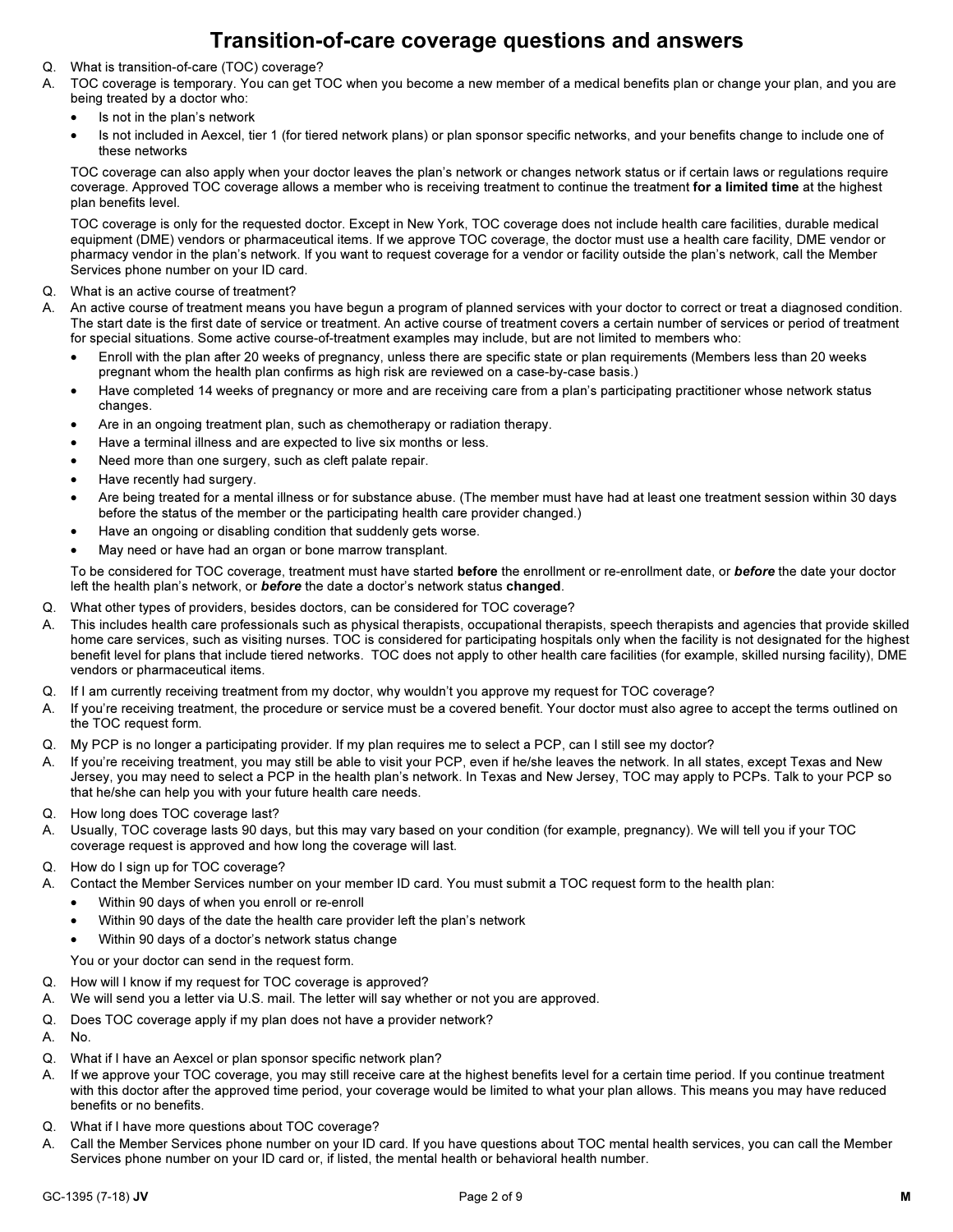# Transition-of-care coverage questions and answers

Q. What is transition-of-care (TOC) coverage?

A. TOC coverage is temporary. You can get TOC when you become a new member of a medical benefits plan or change your plan, and you are being treated by a doctor who:

- Is not in the plan's network
- Is not included in Aexcel, tier 1 (for tiered network plans) or plan sponsor specific networks, and your benefits change to include one of these networks

TOC coverage can also apply when your doctor leaves the plan's network or changes network status or if certain laws or regulations require coverage. Approved TOC coverage allows a member who is receiving treatment to continue the treatment **for a limited time** at the highest plan benefits level.

TOC coverage is only for the requested doctor. Except in New York, TOC coverage does not include health care facilities, durable medical equipment (DME) vendors or pharmaceutical items. If we approve TOC coverage, the doctor must use a health care facility, DME vendor or pharmacy vendor in the plan's network. If you want to request coverage for a vendor or facility outside the plan's network, call the Member Services phone number on your ID card.

Q. What is an active course of treatment?

A. An active course of treatment means you have begun a program of planned services with your doctor to correct or treat a diagnosed condition. The start date is the first date of service or treatment. An active course of treatment covers a certain number of services or period of treatment for special situations. Some active course-of-treatment examples may include, but are not limited to members who:

- Enroll with the plan after 20 weeks of pregnancy, unless there are specific state or plan requirements (Members less than 20 weeks pregnant whom the health plan confirms as high risk are reviewed on a case-by-case basis.)
- Have completed 14 weeks of pregnancy or more and are receiving care from a plan's participating practitioner whose network status changes.
- Are in an ongoing treatment plan, such as chemotherapy or radiation therapy.
- Have a terminal illness and are expected to live six months or less.
- Need more than one surgery, such as cleft palate repair.
- Have recently had surgery.
- Are being treated for a mental illness or for substance abuse. (The member must have had at least one treatment session within 30 days before the status of the member or the participating health care provider changed.)
- Have an ongoing or disabling condition that suddenly gets worse.
- May need or have had an organ or bone marrow transplant.

To be considered for TOC coverage, treatment must have started **before** the enrollment or re-enrollment date, or ***before*** the date your doctor left the health plan's network, or ***before*** the date a doctor's network status **changed**.

Q. What other types of providers, besides doctors, can be considered for TOC coverage?

A. This includes health care professionals such as physical therapists, occupational therapists, speech therapists and agencies that provide skilled home care services, such as visiting nurses. TOC is considered for participating hospitals only when the facility is not designated for the highest benefit level for plans that include tiered networks. TOC does not apply to other health care facilities (for example, skilled nursing facility), DME vendors or pharmaceutical items.

Q. If I am currently receiving treatment from my doctor, why wouldn't you approve my request for TOC coverage?

A. If you're receiving treatment, the procedure or service must be a covered benefit. Your doctor must also agree to accept the terms outlined on the TOC request form.

Q. My PCP is no longer a participating provider. If my plan requires me to select a PCP, can I still see my doctor?

A. If you're receiving treatment, you may still be able to visit your PCP, even if he/she leaves the network. In all states, except Texas and New Jersey, you may need to select a PCP in the health plan's network. In Texas and New Jersey, TOC may apply to PCPs. Talk to your PCP so that he/she can help you with your future health care needs.

Q. How long does TOC coverage last?

A. Usually, TOC coverage lasts 90 days, but this may vary based on your condition (for example, pregnancy). We will tell you if your TOC coverage request is approved and how long the coverage will last.

Q. How do I sign up for TOC coverage?

A. Contact the Member Services number on your member ID card. You must submit a TOC request form to the health plan:

- Within 90 days of when you enroll or re-enroll
- Within 90 days of the date the health care provider left the plan's network
- Within 90 days of a doctor's network status change

You or your doctor can send in the request form.

Q. How will I know if my request for TOC coverage is approved?

A. We will send you a letter via U.S. mail. The letter will say whether or not you are approved.

Q. Does TOC coverage apply if my plan does not have a provider network?

A. No.

Q. What if I have an Aexcel or plan sponsor specific network plan?

A. If we approve your TOC coverage, you may still receive care at the highest benefits level for a certain time period. If you continue treatment with this doctor after the approved time period, your coverage would be limited to what your plan allows. This means you may have reduced benefits or no benefits.

Q. What if I have more questions about TOC coverage?

A. Call the Member Services phone number on your ID card. If you have questions about TOC mental health services, you can call the Member Services phone number on your ID card or, if listed, the mental health or behavioral health number.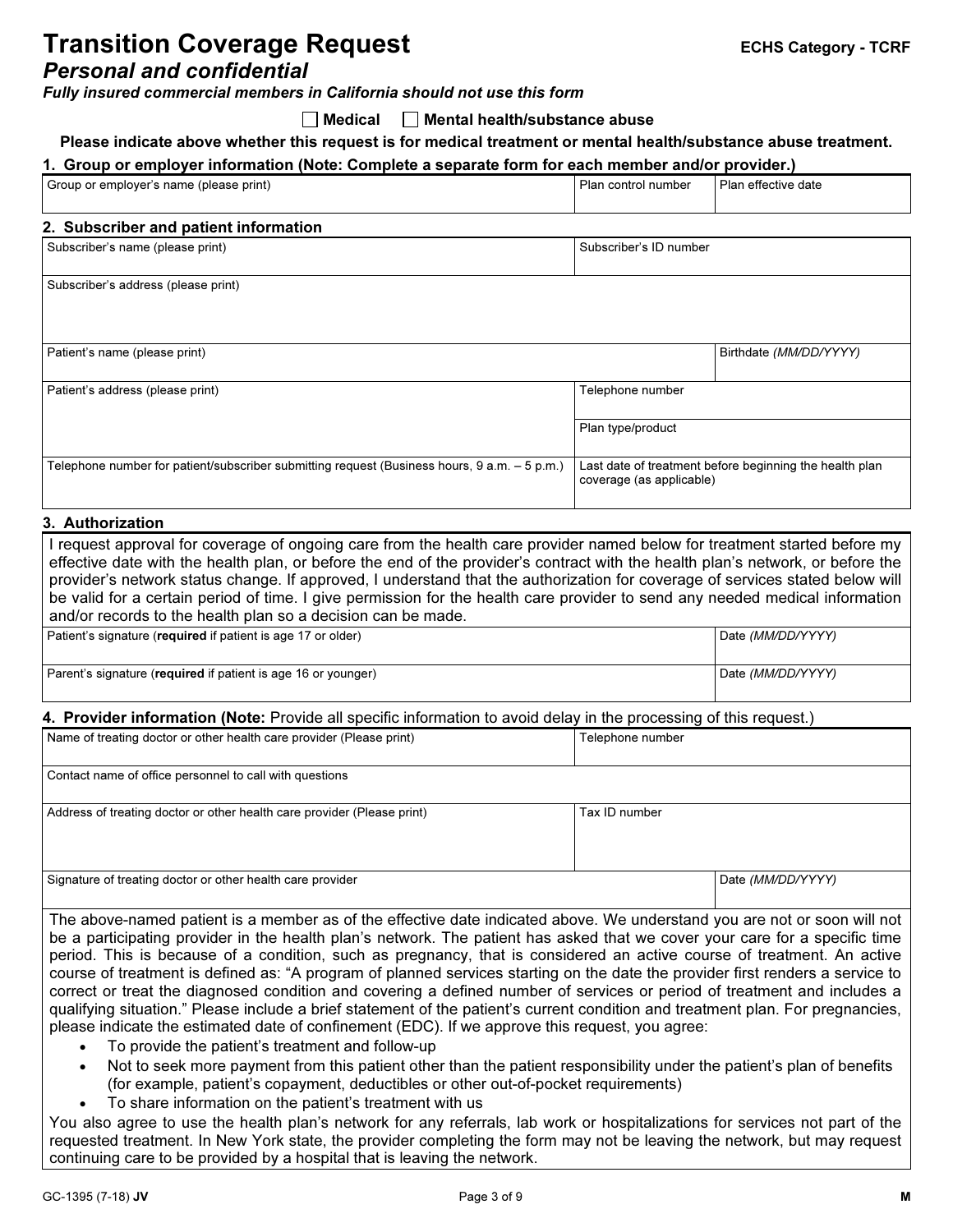# Transition Coverage Request

**ECHS Category - TCRF**

## *Personal and confidential*

***Fully insured commercial members in California should not use this form***

☐ **Medical** ☐ **Mental health/substance abuse**

**Please indicate above whether this request is for medical treatment or mental health/substance abuse treatment.**

### 1. Group or employer information (Note: Complete a separate form for each member and/or provider.)

| Group or employer's name (please print) | Plan control number | Plan effective date |
|---|---|---|
| | | |

### 2. Subscriber and patient information

| Subscriber's name (please print) | Subscriber's ID number |
|---|---|
| | |

| Subscriber's address (please print) |
|---|
| |

| Patient's name (please print) | Birthdate *(MM/DD/YYYY)* |
|---|---|
| | |

| Patient's address (please print) | Telephone number |
|---|---|
| | Plan type/product |
| Telephone number for patient/subscriber submitting request (Business hours, 9 a.m. – 5 p.m.) | Last date of treatment before beginning the health plan coverage (as applicable) |

### 3. Authorization

I request approval for coverage of ongoing care from the health care provider named below for treatment started before my effective date with the health plan, or before the end of the provider's contract with the health plan's network, or before the provider's network status change. If approved, I understand that the authorization for coverage of services stated below will be valid for a certain period of time. I give permission for the health care provider to send any needed medical information and/or records to the health plan so a decision can be made.

| Patient's signature (**required** if patient is age 17 or older) | Date *(MM/DD/YYYY)* |
|---|---|
| Parent's signature (**required** if patient is age 16 or younger) | Date *(MM/DD/YYYY)* |

### 4. Provider information (Note: Provide all specific information to avoid delay in the processing of this request.)

| Name of treating doctor or other health care provider (Please print) | Telephone number |
|---|---|
| | |

| Contact name of office personnel to call with questions |
|---|
| |

| Address of treating doctor or other health care provider (Please print) | Tax ID number |
|---|---|
| | |

| Signature of treating doctor or other health care provider | Date *(MM/DD/YYYY)* |
|---|---|
| | |

The above-named patient is a member as of the effective date indicated above. We understand you are not or soon will not be a participating provider in the health plan's network. The patient has asked that we cover your care for a specific time period. This is because of a condition, such as pregnancy, that is considered an active course of treatment. An active course of treatment is defined as: "A program of planned services starting on the date the provider first renders a service to correct or treat the diagnosed condition and covering a defined number of services or period of treatment and includes a qualifying situation." Please include a brief statement of the patient's current condition and treatment plan. For pregnancies, please indicate the estimated date of confinement (EDC). If we approve this request, you agree:

- To provide the patient's treatment and follow-up
- Not to seek more payment from this patient other than the patient responsibility under the patient's plan of benefits (for example, patient's copayment, deductibles or other out-of-pocket requirements)
- To share information on the patient's treatment with us

You also agree to use the health plan's network for any referrals, lab work or hospitalizations for services not part of the requested treatment. In New York state, the provider completing the form may not be leaving the network, but may request continuing care to be provided by a hospital that is leaving the network.

GC-1395 (7-18) **JV** **M**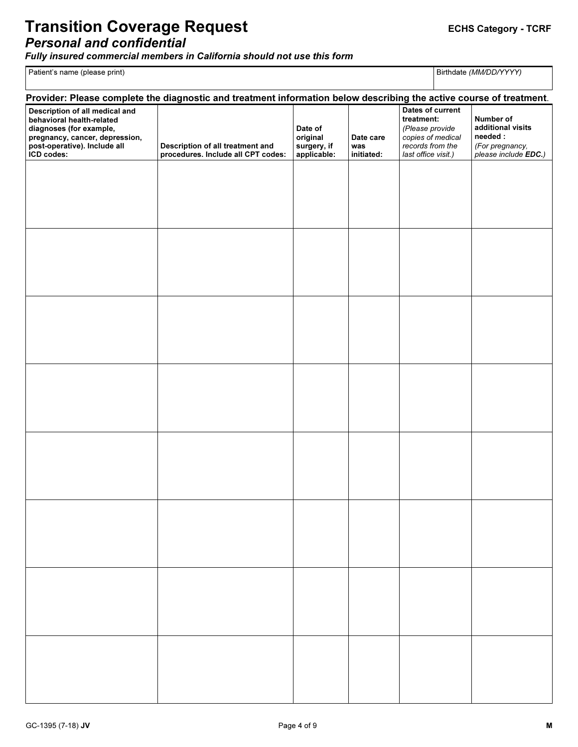# Transition Coverage Request

**ECHS Category - TCRF**

## *Personal and confidential*

***Fully insured commercial members in California should not use this form***

| Patient's name (please print) | Birthdate *(MM/DD/YYYY)* |
|---|---|
| | |

**Provider: Please complete the diagnostic and treatment information below describing the active course of treatment.**

| Description of all medical and behavioral health-related diagnoses (for example, pregnancy, cancer, depression, post-operative). Include all ICD codes: | Description of all treatment and procedures. Include all CPT codes: | Date of original surgery, if applicable: | Date care was initiated: | Dates of current treatment: *(Please provide copies of medical records from the last office visit.)* | Number of additional visits needed : *(For pregnancy, please include **EDC.**)* |
|---|---|---|---|---|---|
| | | | | | |
| | | | | | |
| | | | | | |
| | | | | | |
| | | | | | |
| | | | | | |
| | | | | | |
| | | | | | |

GC-1395 (7-18) **JV**

**M**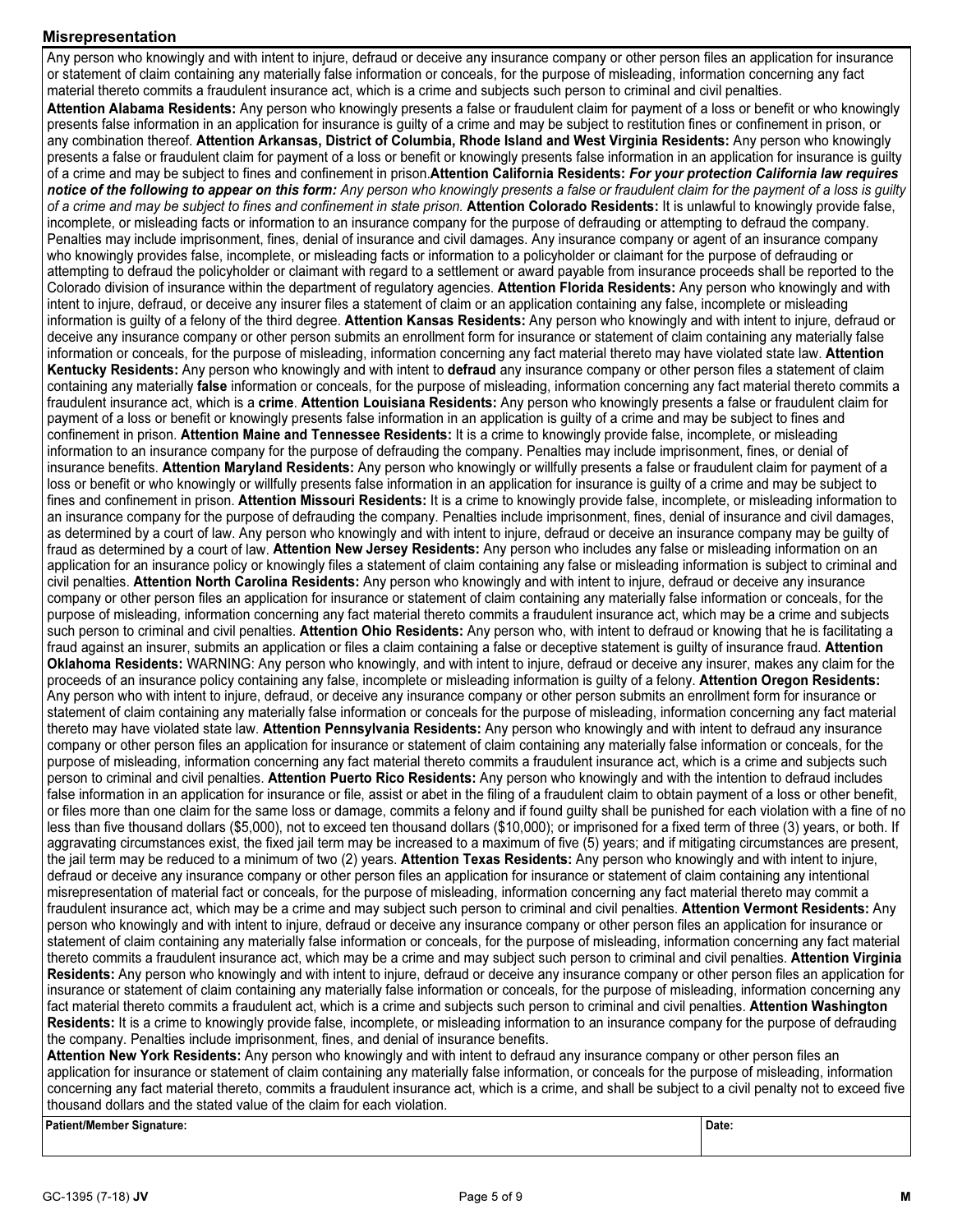## Misrepresentation

Any person who knowingly and with intent to injure, defraud or deceive any insurance company or other person files an application for insurance or statement of claim containing any materially false information or conceals, for the purpose of misleading, information concerning any fact material thereto commits a fraudulent insurance act, which is a crime and subjects such person to criminal and civil penalties.

**Attention Alabama Residents:** Any person who knowingly presents a false or fraudulent claim for payment of a loss or benefit or who knowingly presents false information in an application for insurance is guilty of a crime and may be subject to restitution fines or confinement in prison, or any combination thereof. **Attention Arkansas, District of Columbia, Rhode Island and West Virginia Residents:** Any person who knowingly presents a false or fraudulent claim for payment of a loss or benefit or knowingly presents false information in an application for insurance is guilty of a crime and may be subject to fines and confinement in prison.**Attention California Residents:** ***For your protection California law requires notice of the following to appear on this form:*** *Any person who knowingly presents a false or fraudulent claim for the payment of a loss is guilty of a crime and may be subject to fines and confinement in state prison.* **Attention Colorado Residents:** It is unlawful to knowingly provide false, incomplete, or misleading facts or information to an insurance company for the purpose of defrauding or attempting to defraud the company. Penalties may include imprisonment, fines, denial of insurance and civil damages. Any insurance company or agent of an insurance company who knowingly provides false, incomplete, or misleading facts or information to a policyholder or claimant for the purpose of defrauding or attempting to defraud the policyholder or claimant with regard to a settlement or award payable from insurance proceeds shall be reported to the Colorado division of insurance within the department of regulatory agencies. **Attention Florida Residents:** Any person who knowingly and with intent to injure, defraud, or deceive any insurer files a statement of claim or an application containing any false, incomplete or misleading information is guilty of a felony of the third degree. **Attention Kansas Residents:** Any person who knowingly and with intent to injure, defraud or deceive any insurance company or other person submits an enrollment form for insurance or statement of claim containing any materially false information or conceals, for the purpose of misleading, information concerning any fact material thereto may have violated state law. **Attention Kentucky Residents:** Any person who knowingly and with intent to **defraud** any insurance company or other person files a statement of claim containing any materially **false** information or conceals, for the purpose of misleading, information concerning any fact material thereto commits a fraudulent insurance act, which is a **crime**. **Attention Louisiana Residents:** Any person who knowingly presents a false or fraudulent claim for payment of a loss or benefit or knowingly presents false information in an application is guilty of a crime and may be subject to fines and confinement in prison. **Attention Maine and Tennessee Residents:** It is a crime to knowingly provide false, incomplete, or misleading information to an insurance company for the purpose of defrauding the company. Penalties may include imprisonment, fines, or denial of insurance benefits. **Attention Maryland Residents:** Any person who knowingly or willfully presents a false or fraudulent claim for payment of a loss or benefit or who knowingly or willfully presents false information in an application for insurance is guilty of a crime and may be subject to fines and confinement in prison. **Attention Missouri Residents:** It is a crime to knowingly provide false, incomplete, or misleading information to an insurance company for the purpose of defrauding the company. Penalties include imprisonment, fines, denial of insurance and civil damages, as determined by a court of law. Any person who knowingly and with intent to injure, defraud or deceive an insurance company may be guilty of fraud as determined by a court of law. **Attention New Jersey Residents:** Any person who includes any false or misleading information on an application for an insurance policy or knowingly files a statement of claim containing any false or misleading information is subject to criminal and civil penalties. **Attention North Carolina Residents:** Any person who knowingly and with intent to injure, defraud or deceive any insurance company or other person files an application for insurance or statement of claim containing any materially false information or conceals, for the purpose of misleading, information concerning any fact material thereto commits a fraudulent insurance act, which may be a crime and subjects such person to criminal and civil penalties. **Attention Ohio Residents:** Any person who, with intent to defraud or knowing that he is facilitating a fraud against an insurer, submits an application or files a claim containing a false or deceptive statement is guilty of insurance fraud. **Attention Oklahoma Residents:** WARNING: Any person who knowingly, and with intent to injure, defraud or deceive any insurer, makes any claim for the proceeds of an insurance policy containing any false, incomplete or misleading information is guilty of a felony. **Attention Oregon Residents:** Any person who with intent to injure, defraud, or deceive any insurance company or other person submits an enrollment form for insurance or statement of claim containing any materially false information or conceals for the purpose of misleading, information concerning any fact material thereto may have violated state law. **Attention Pennsylvania Residents:** Any person who knowingly and with intent to defraud any insurance company or other person files an application for insurance or statement of claim containing any materially false information or conceals, for the purpose of misleading, information concerning any fact material thereto commits a fraudulent insurance act, which is a crime and subjects such person to criminal and civil penalties. **Attention Puerto Rico Residents:** Any person who knowingly and with the intention to defraud includes false information in an application for insurance or file, assist or abet in the filing of a fraudulent claim to obtain payment of a loss or other benefit, or files more than one claim for the same loss or damage, commits a felony and if found guilty shall be punished for each violation with a fine of no less than five thousand dollars ($5,000), not to exceed ten thousand dollars ($10,000); or imprisoned for a fixed term of three (3) years, or both. If aggravating circumstances exist, the fixed jail term may be increased to a maximum of five (5) years; and if mitigating circumstances are present, the jail term may be reduced to a minimum of two (2) years. **Attention Texas Residents:** Any person who knowingly and with intent to injure, defraud or deceive any insurance company or other person files an application for insurance or statement of claim containing any intentional misrepresentation of material fact or conceals, for the purpose of misleading, information concerning any fact material thereto may commit a fraudulent insurance act, which may be a crime and may subject such person to criminal and civil penalties. **Attention Vermont Residents:** Any person who knowingly and with intent to injure, defraud or deceive any insurance company or other person files an application for insurance or statement of claim containing any materially false information or conceals, for the purpose of misleading, information concerning any fact material thereto commits a fraudulent insurance act, which may be a crime and may subject such person to criminal and civil penalties. **Attention Virginia Residents:** Any person who knowingly and with intent to injure, defraud or deceive any insurance company or other person files an application for insurance or statement of claim containing any materially false information or conceals, for the purpose of misleading, information concerning any fact material thereto commits a fraudulent act, which is a crime and subjects such person to criminal and civil penalties. **Attention Washington Residents:** It is a crime to knowingly provide false, incomplete, or misleading information to an insurance company for the purpose of defrauding the company. Penalties include imprisonment, fines, and denial of insurance benefits.

**Attention New York Residents:** Any person who knowingly and with intent to defraud any insurance company or other person files an application for insurance or statement of claim containing any materially false information, or conceals for the purpose of misleading, information concerning any fact material thereto, commits a fraudulent insurance act, which is a crime, and shall be subject to a civil penalty not to exceed five thousand dollars and the stated value of the claim for each violation.

| **Patient/Member Signature:** | **Date:** |
|---|---|
| | |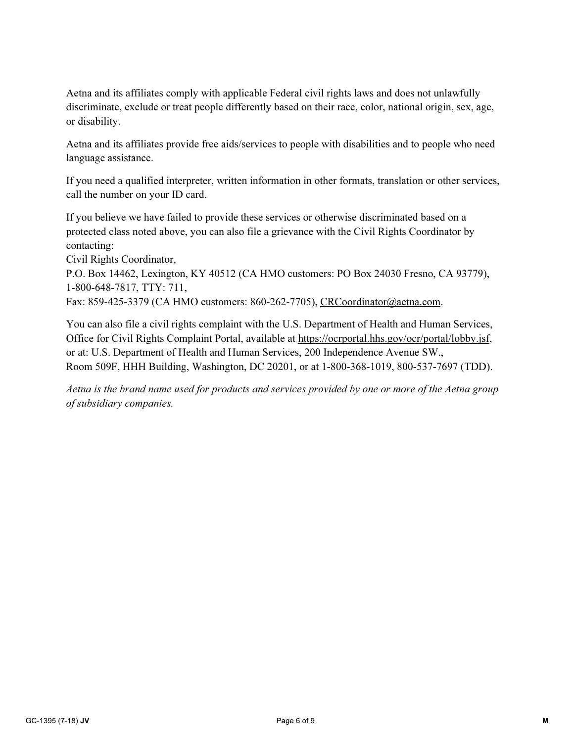Aetna and its affiliates comply with applicable Federal civil rights laws and does not unlawfully discriminate, exclude or treat people differently based on their race, color, national origin, sex, age, or disability.

Aetna and its affiliates provide free aids/services to people with disabilities and to people who need language assistance.

If you need a qualified interpreter, written information in other formats, translation or other services, call the number on your ID card.

If you believe we have failed to provide these services or otherwise discriminated based on a protected class noted above, you can also file a grievance with the Civil Rights Coordinator by contacting:
Civil Rights Coordinator,
P.O. Box 14462, Lexington, KY 40512 (CA HMO customers: PO Box 24030 Fresno, CA 93779), 1-800-648-7817, TTY: 711,
Fax: 859-425-3379 (CA HMO customers: 860-262-7705), CRCoordinator@aetna.com.

You can also file a civil rights complaint with the U.S. Department of Health and Human Services, Office for Civil Rights Complaint Portal, available at https://ocrportal.hhs.gov/ocr/portal/lobby.jsf, or at: U.S. Department of Health and Human Services, 200 Independence Avenue SW., Room 509F, HHH Building, Washington, DC 20201, or at 1-800-368-1019, 800-537-7697 (TDD).

*Aetna is the brand name used for products and services provided by one or more of the Aetna group of subsidiary companies.*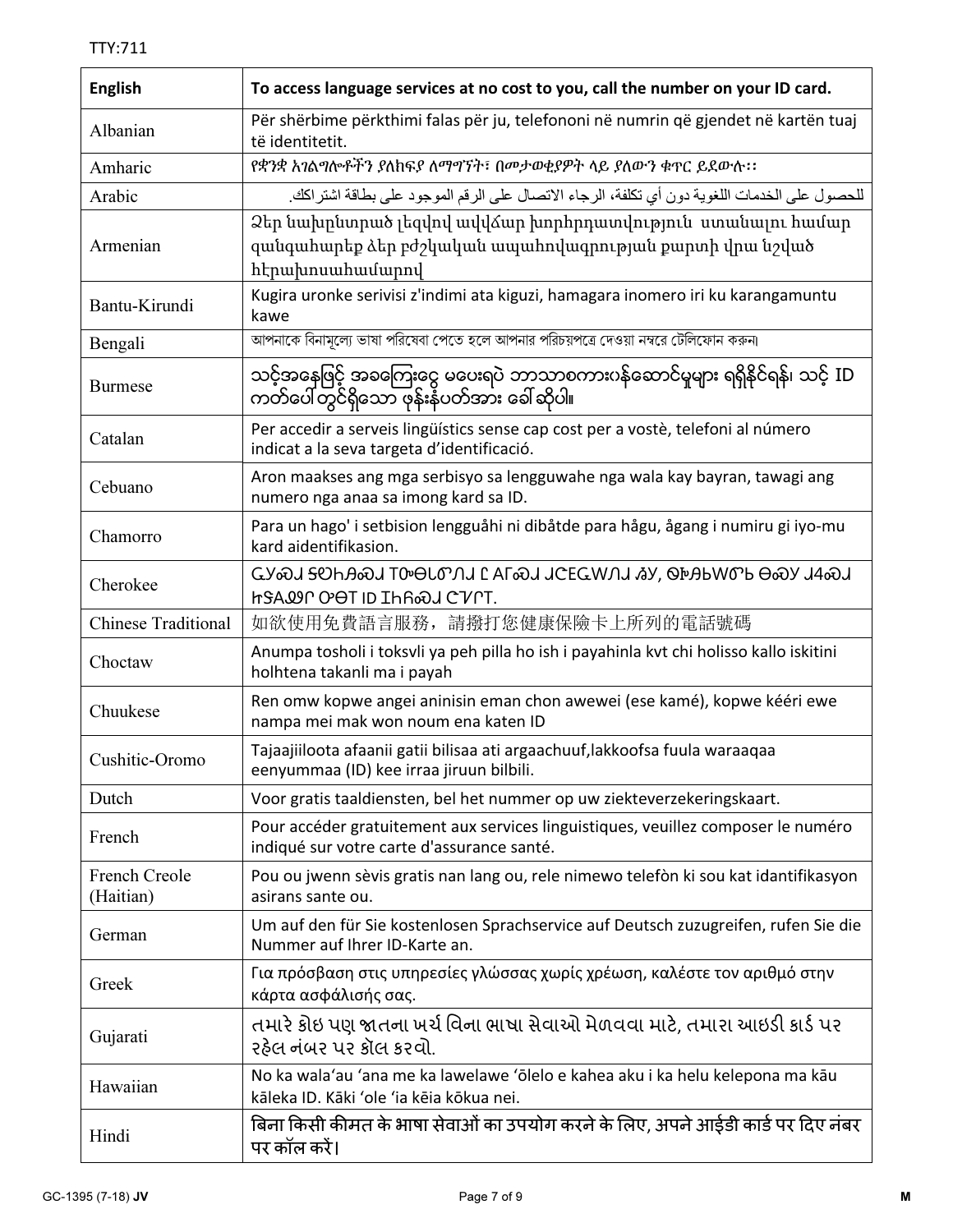TTY:711

| English | To access language services at no cost to you, call the number on your ID card. |
| --- | --- |
| Albanian | Për shërbime përkthimi falas për ju, telefononi në numrin që gjendet në kartën tuaj të identitetit. |
| Amharic | የቋንቋ አገልግሎቶችን ያለክፍያ ለማግኘት፣ በመታወቂያዎት ላይ ያለውን ቁጥር ይደውሉ፡፡ |
| Arabic | للحصول على الخدمات اللغوية دون أي تكلفة، الرجاء الاتصال على الرقم الموجود على بطاقة اشتراكك. |
| Armenian | Ձեր նախընտրած լեզվով ավվճար խորհրդատվություն ստանալու համար զանգահարեք ձեր բժշկական ապահովագրության քարտի վրա նշված հէրախոսահամարով |
| Bantu-Kirundi | Kugira uronke serivisi z'indimi ata kiguzi, hamagara inomero iri ku karangamuntu kawe |
| Bengali | আপনাকে বিনামূল্যে ভাষা পরিষেবা পেতে হলে আপনার পরিচয়পত্রে দেওয়া নম্বরে টেলিফোন করুন। |
| Burmese | သင့်အနေဖြင့် အခကြေးငွေ မပေးရပဲ ဘာသာစကားပန်ဆောင်မှုများ ရရှိနိုင်ရန်၊ သင့် ID ကတ်ပေါ်တွင်ရှိသော ဖုန်းနံပတ်အား ခေါ်ဆိုပါ။ |
| Catalan | Per accedir a serveis lingüístics sense cap cost per a vostè, telefoni al número indicat a la seva targeta d'identificació. |
| Cebuano | Aron maakses ang mga serbisyo sa lengguwahe nga wala kay bayran, tawagi ang numero nga anaa sa imong kard sa ID. |
| Chamorro | Para un hago' i setbision lengguåhi ni dibåtde para hågu, ågang i numiru gi iyo-mu kard aidentifikasion. |
| Cherokee | ᏩᎩᏍᏗ ᎦᏬᏂᎯᏍᏗ ᎢᏳᏅᏁᎶᏁᏗ Ꮭ ᎠᎴᏍᏗ ᏗᏟᎬᏔᏁᏗ ᏪᎩ, ᏫᏉᎯᏓᏔᏅ ᎾᏍᎩ ᏧᏎᏍᏗ ᏥᎦᏃᏢᎵ ᎤᎾᎢ ID ᏆᏂᏍᏗ ᏣᏙᎱ. |
| Chinese Traditional | 如欲使用免費語言服務，請撥打您健康保險卡上所列的電話號碼 |
| Choctaw | Anumpa tosholi i toksvli ya peh pilla ho ish i payahinla kvt chi holisso kallo iskitini holhtena takanli ma i payah |
| Chuukese | Ren omw kopwe angei aninisin eman chon awewei (ese kamé), kopwe kééri ewe nampa mei mak won noum ena katen ID |
| Cushitic-Oromo | Tajaajiiloota afaanii gatii bilisaa ati argaachuuf,lakkoofsa fuula waraaqaa eenyummaa (ID) kee irraa jiruun bilbili. |
| Dutch | Voor gratis taaldiensten, bel het nummer op uw ziekteverzekeringskaart. |
| French | Pour accéder gratuitement aux services linguistiques, veuillez composer le numéro indiqué sur votre carte d'assurance santé. |
| French Creole (Haitian) | Pou ou jwenn sèvis gratis nan lang ou, rele nimewo telefòn ki sou kat idantifikasyon asirans sante ou. |
| German | Um auf den für Sie kostenlosen Sprachservice auf Deutsch zuzugreifen, rufen Sie die Nummer auf Ihrer ID-Karte an. |
| Greek | Για πρόσβαση στις υπηρεσίες γλώσσας χωρίς χρέωση, καλέστε τον αριθμό στην κάρτα ασφάλισής σας. |
| Gujarati | તમારે કોઇ પણ જાતના ખર્ચ વિના ભાષા સેવાઓ મેળવવા માટે, તમારા આઇડી કાર્ડ પર રહેલ નંબર પર કૉલ કરવો. |
| Hawaiian | No ka wala'au 'ana me ka lawelawe 'ōlelo e kahea aku i ka helu kelepona ma kāu kāleka ID. Kāki 'ole 'ia kēia kōkua nei. |
| Hindi | बिना किसी कीमत के भाषा सेवाओं का उपयोग करने के लिए, अपने आईडी कार्ड पर दिए नंबर पर कॉल करें। |

GC-1395 (7-18) **JV** **M**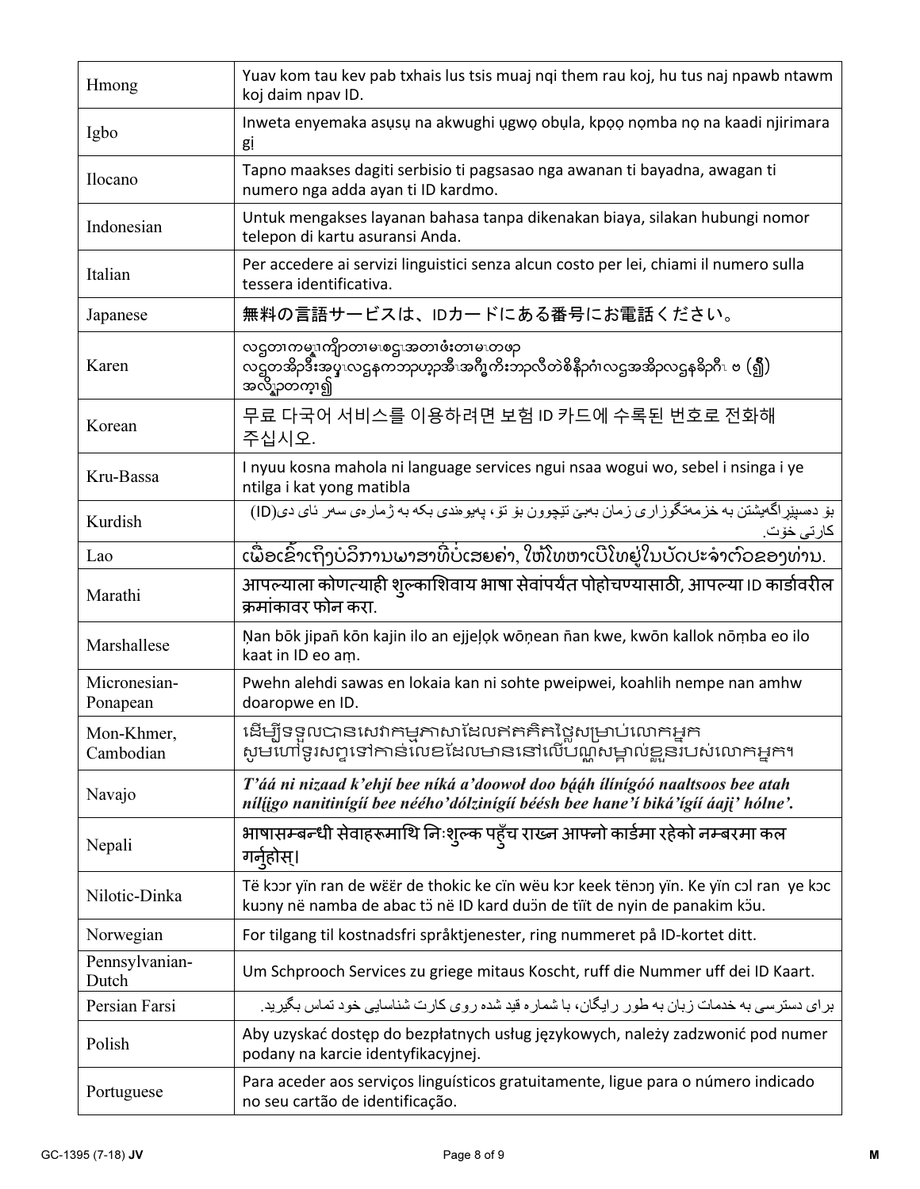| | |
|---|---|
| Hmong | Yuav kom tau kev pab txhais lus tsis muaj nqi them rau koj, hu tus naj npawb ntawm koj daim npav ID. |
| Igbo | Inweta enyemaka asụsụ na akwughi ụgwọ obụla, kpọọ nọmba nọ na kaadi njirimara gị |
| Ilocano | Tapno maakses dagiti serbisio ti pagsasao nga awanan ti bayadna, awagan ti numero nga adda ayan ti ID kardmo. |
| Indonesian | Untuk mengakses layanan bahasa tanpa dikenakan biaya, silakan hubungi nomor telepon di kartu asuransi Anda. |
| Italian | Per accedere ai servizi linguistici senza alcun costo per lei, chiami il numero sulla tessera identificativa. |
| Japanese | 無料の言語サービスは、IDカードにある番号にお電話ください。 |
| Karen | လၣတၢကမ္ၢကျိာတၢမၤစၢၤအတၢဖံးတၢမၤတဖၣ လၢတအိၣ်ဒီးအပ္ၤလၣနကဘၣဟ့ၣ်အီၤအဂ့ၢ်ကီးဘၣလီၤတဲစိနီၣ်ဂံၢလၢအအိၣ်လၢနခိၣ်ဂီၤ ဖ (ၡိ) အလိၤ်ၤတက့ၢ်ၡ် |
| Korean | 무료 다국어 서비스를 이용하려면 보험 ID 카드에 수록된 번호로 전화해 주십시오. |
| Kru-Bassa | I nyuu kosna mahola ni language services ngui nsaa wogui wo, sebel i nsinga i ye ntilga i kat yong matibla |
| Kurdish | بۆ دەسپێڕاگەیشتن بە خزمەتگوزاری زمان بەبێ تێچوون بۆ تۆ، پەیوەندی بکە بە ژمارەی سەر ئای دی(ID) کارتی خۆت. |
| Lao | ເພື່ອເຂົ້າເຖິງບໍລິການພາສາທີ່ບໍ່ເສຍຄ່າ, ໃຫ້ໂທຫາເບີໂທຢູ່ໃນບັດປະຈຳຕົວຂອງທ່ານ. |
| Marathi | आपल्याला कोणत्याही शुल्काशिवाय भाषा सेवांपर्यंत पोहोचण्यासाठी, आपल्या ID कार्डावरील क्रमांकावर फोन करा. |
| Marshallese | Ṇan bōk jipañ kōn kajin ilo an ejjeļọk wōṇean ñan kwe, kwōn kallok nōṃba eo ilo kaat in ID eo aṃ. |
| Micronesian-Ponapean | Pwehn alehdi sawas en lokaia kan ni sohte pweipwei, koahlih nempe nan amhw doaropwe en ID. |
| Mon-Khmer, Cambodian | ដើម្បីទទួលបានសេវាកម្មភាសាដែលឥតគិតថ្លៃសម្រាប់លោកអ្នក សូមហៅទូរសព្ទទៅកាន់លេខដែលមាននៅលើបណ្ណសម្គាល់ខ្លួនរបស់លោកអ្នក។ |
| Navajo | ***T'áá ni nizaad k'ehjí bee níká a'doowoł doo bááh ílínígóó naaltsoos bee atah nílį́igo nanitinígíí bee néého'dólzinígíí béésh bee hane'í biká'ígíí áajį' hólne'.*** |
| Nepali | भाषासम्बन्धी सेवाहरूमाथि निःशुल्क पहुँच राख्न आफ्नो कार्डमा रहेको नम्बरमा कल गर्नुहोस्। |
| Nilotic-Dinka | Të kɔɔr yïn ran de wɛ̈ɛ̈r de thokic ke cïn wëu kɔr keek tënɔŋ yïn. Ke yïn cɔl ran ye kɔc kuɔny në namba de abac tö në ID kard duɔ̈n de tïït de nyin de panakim kɔ̈u. |
| Norwegian | For tilgang til kostnadsfri språktjenester, ring nummeret på ID-kortet ditt. |
| Pennsylvanian-Dutch | Um Schprooch Services zu griege mitaus Koscht, ruff die Nummer uff dei ID Kaart. |
| Persian Farsi | برای دسترسی به خدمات زبان به طور رایگان، با شماره قید شده روی کارت شناسایی خود تماس بگیرید. |
| Polish | Aby uzyskać dostęp do bezpłatnych usług językowych, należy zadzwonić pod numer podany na karcie identyfikacyjnej. |
| Portuguese | Para aceder aos serviços linguísticos gratuitamente, ligue para o número indicado no seu cartão de identificação. |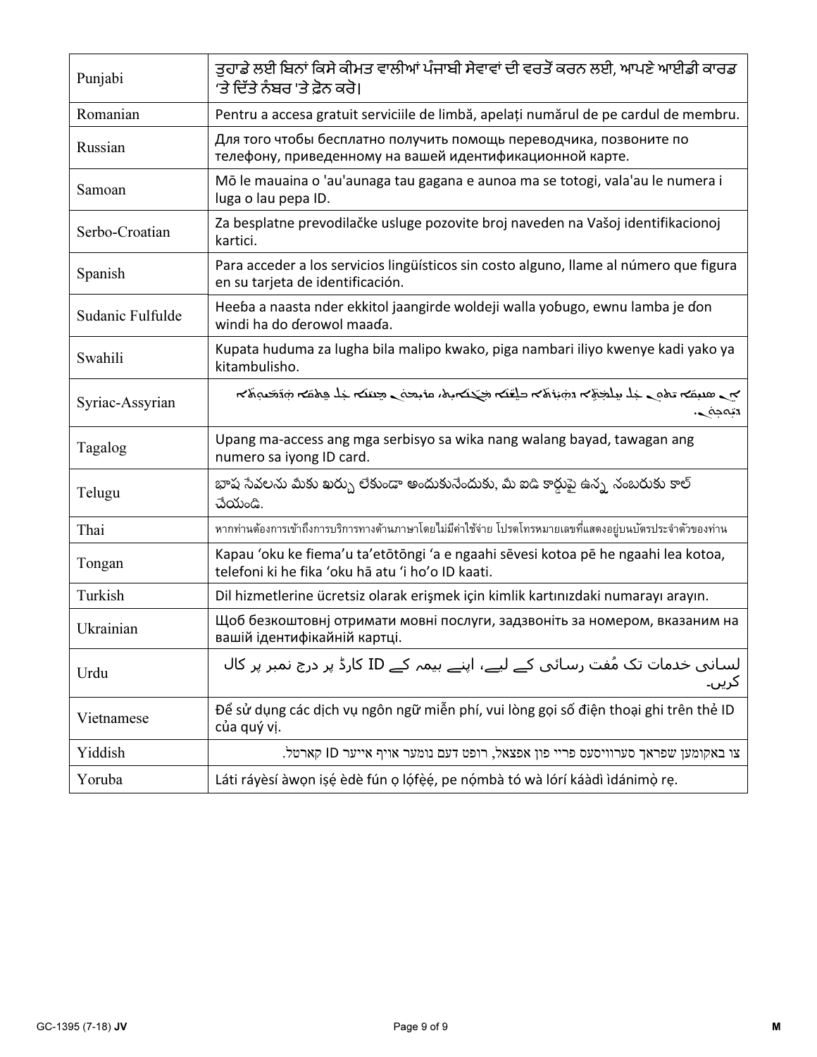| | |
|---|---|
| Punjabi | ਤੁਹਾਡੇ ਲਈ ਬਿਨਾਂ ਕਿਸੇ ਕੀਮਤ ਵਾਲੀਆਂ ਪੰਜਾਬੀ ਸੇਵਾਵਾਂ ਦੀ ਵਰਤੋਂ ਕਰਨ ਲਈ, ਆਪਣੇ ਆਈਡੀ ਕਾਰਡ 'ਤੇ ਦਿੱਤੇ ਨੰਬਰ 'ਤੇ ਫ਼ੋਨ ਕਰੋ। |
| Romanian | Pentru a accesa gratuit serviciile de limbă, apelați numărul de pe cardul de membru. |
| Russian | Для того чтобы бесплатно получить помощь переводчика, позвоните по телефону, приведенному на вашей идентификационной карте. |
| Samoan | Mō le mauaina o 'au'aunaga tau gagana e aunoa ma se totogi, vala'au le numera i luga o lau pepa ID. |
| Serbo-Croatian | Za besplatne prevodilačke usluge pozovite broj naveden na Vašoj identifikacionoj kartici. |
| Spanish | Para acceder a los servicios lingüísticos sin costo alguno, llame al número que figura en su tarjeta de identificación. |
| Sudanic Fulfulde | Heeba a naasta nder ekkitol jaangirde woldeji walla yobugo, ewnu lamba je ɗon windi ha do ɗerowol maaɗa. |
| Swahili | Kupata huduma za lugha bila malipo kwako, piga nambari iliyo kwenye kadi yako ya kitambulisho. |
| Syriac-Assyrian | ܠܝܠܗ ܫܘܡܫܐ ܕܠܫܢܐ ܒܠܫܢܐ ܕܝܠܟܘܢ ܡܓܢ ܡܚܝܢܐ ܠܡܢܝܢܐ ܕܒܟܪܛܝܣ ܕܗܘܝܬܐ ܕܝܠܟܘܢ. |
| Tagalog | Upang ma-access ang mga serbisyo sa wika nang walang bayad, tawagan ang numero sa iyong ID card. |
| Telugu | భాష సేవలను మీకు ఖర్చు లేకుండా అందుకునేందుకు, మీ ఐడి కార్డుపై ఉన్న నంబరుకు కాల్ చేయండి. |
| Thai | หากท่านต้องการเข้าถึงการบริการทางด้านภาษาโดยไม่มีค่าใช้จ่าย โปรดโทรหมายเลขที่แสดงอยู่บนบัตรประจำตัวของท่าน |
| Tongan | Kapau ‘oku ke fiema'u ta'etōtōngi ‘a e ngaahi sēvesi kotoa pē he ngaahi lea kotoa, telefoni ki he fika ‘oku hā atu ‘i ho'o ID kaati. |
| Turkish | Dil hizmetlerine ücretsiz olarak erişmek için kimlik kartınızdaki numarayı arayın. |
| Ukrainian | Щоб безкоштовнј отримати мовні послуги, задзвоніть за номером, вказаним на вашій ідентифікайній картці. |
| Urdu | لسانی خدمات تک مُفت رسائی کے لیے، اپنے بیمہ کے ID کارڈ پر درج نمبر پر کال کریں۔ |
| Vietnamese | Để sử dụng các dịch vụ ngôn ngữ miễn phí, vui lòng gọi số điện thoại ghi trên thẻ ID của quý vị. |
| Yiddish | צו באקומען שפראך סערוויסעס פריי פון אפצאל, רופט דעם נומער אויף אייער ID קארטל. |
| Yoruba | Láti ráyèsí àwọn iṣẹ́ èdè fún ọ lọ́fẹ̀ẹ́, pe nọ́mbà tó wà lórí káàdì ìdánimọ̀ rẹ. |